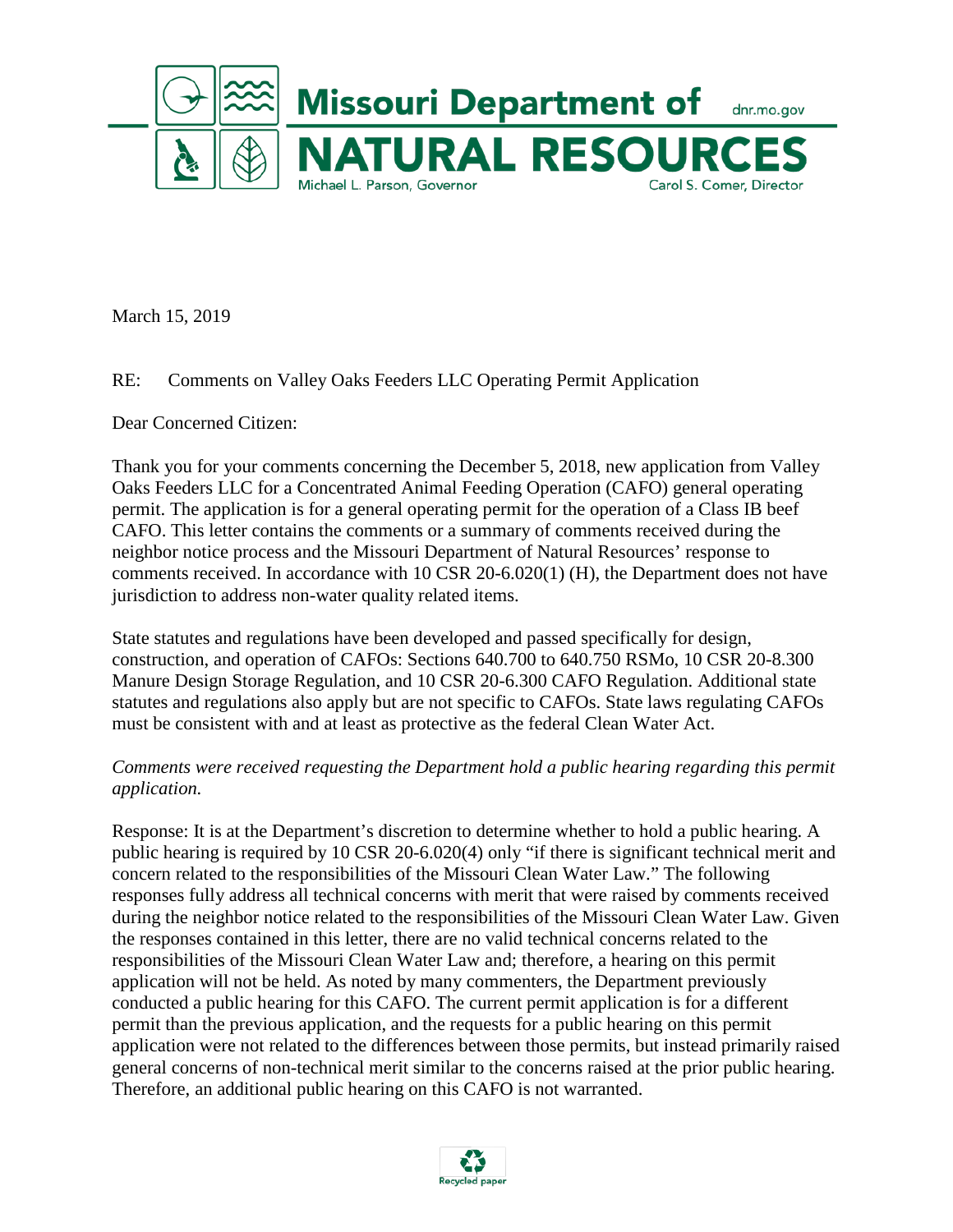**Missouri Department of NATURAL RESOURCES**

dnr.mo.gov

Michael L. Parson, Governor

Carol S. Comer, Director

March 15, 2019

RE: Comments on Valley Oaks Feeders LLC Operating Permit Application

Dear Concerned Citizen:

Thank you for your comments concerning the December 5, 2018, new application from Valley Oaks Feeders LLC for a Concentrated Animal Feeding Operation (CAFO) general operating permit. The application is for a general operating permit for the operation of a Class IB beef CAFO. This letter contains the comments or a summary of comments received during the neighbor notice process and the Missouri Department of Natural Resources' response to comments received. In accordance with 10 CSR 20-6.020(1) (H), the Department does not have jurisdiction to address non-water quality related items.

State statutes and regulations have been developed and passed specifically for design, construction, and operation of CAFOs: Sections 640.700 to 640.750 RSMo, 10 CSR 20-8.300 Manure Design Storage Regulation, and 10 CSR 20-6.300 CAFO Regulation. Additional state statutes and regulations also apply but are not specific to CAFOs. State laws regulating CAFOs must be consistent with and at least as protective as the federal Clean Water Act.

*Comments were received requesting the Department hold a public hearing regarding this permit application.*

Response: It is at the Department's discretion to determine whether to hold a public hearing. A public hearing is required by 10 CSR 20-6.020(4) only "if there is significant technical merit and concern related to the responsibilities of the Missouri Clean Water Law." The following responses fully address all technical concerns with merit that were raised by comments received during the neighbor notice related to the responsibilities of the Missouri Clean Water Law. Given the responses contained in this letter, there are no valid technical concerns related to the responsibilities of the Missouri Clean Water Law and; therefore, a hearing on this permit application will not be held. As noted by many commenters, the Department previously conducted a public hearing for this CAFO. The current permit application is for a different permit than the previous application, and the requests for a public hearing on this permit application were not related to the differences between those permits, but instead primarily raised general concerns of non-technical merit similar to the concerns raised at the prior public hearing. Therefore, an additional public hearing on this CAFO is not warranted.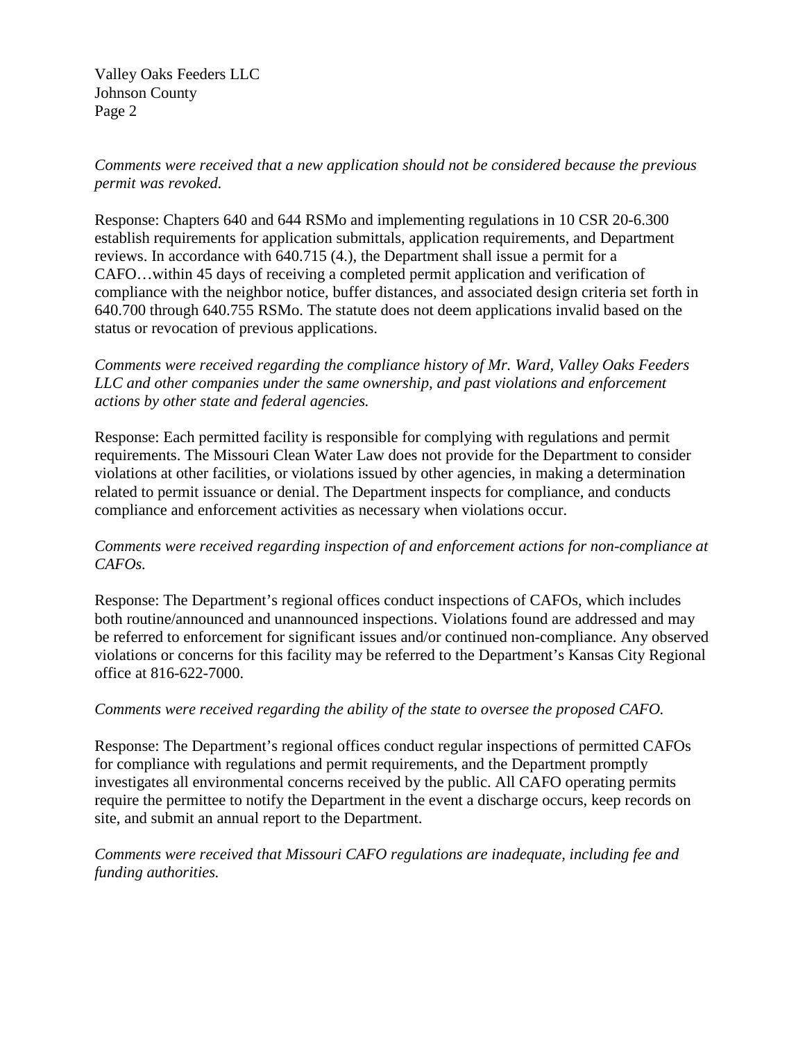*Comments were received that a new application should not be considered because the previous permit was revoked.*

Response: Chapters 640 and 644 RSMo and implementing regulations in 10 CSR 20-6.300 establish requirements for application submittals, application requirements, and Department reviews. In accordance with 640.715 (4.), the Department shall issue a permit for a CAFO…within 45 days of receiving a completed permit application and verification of compliance with the neighbor notice, buffer distances, and associated design criteria set forth in 640.700 through 640.755 RSMo. The statute does not deem applications invalid based on the status or revocation of previous applications.

*Comments were received regarding the compliance history of Mr. Ward, Valley Oaks Feeders LLC and other companies under the same ownership, and past violations and enforcement actions by other state and federal agencies.*

Response: Each permitted facility is responsible for complying with regulations and permit requirements. The Missouri Clean Water Law does not provide for the Department to consider violations at other facilities, or violations issued by other agencies, in making a determination related to permit issuance or denial. The Department inspects for compliance, and conducts compliance and enforcement activities as necessary when violations occur.

*Comments were received regarding inspection of and enforcement actions for non-compliance at CAFOs.*

Response: The Department's regional offices conduct inspections of CAFOs, which includes both routine/announced and unannounced inspections. Violations found are addressed and may be referred to enforcement for significant issues and/or continued non-compliance. Any observed violations or concerns for this facility may be referred to the Department's Kansas City Regional office at 816-622-7000.

*Comments were received regarding the ability of the state to oversee the proposed CAFO.*

Response: The Department's regional offices conduct regular inspections of permitted CAFOs for compliance with regulations and permit requirements, and the Department promptly investigates all environmental concerns received by the public. All CAFO operating permits require the permittee to notify the Department in the event a discharge occurs, keep records on site, and submit an annual report to the Department.

*Comments were received that Missouri CAFO regulations are inadequate, including fee and funding authorities.*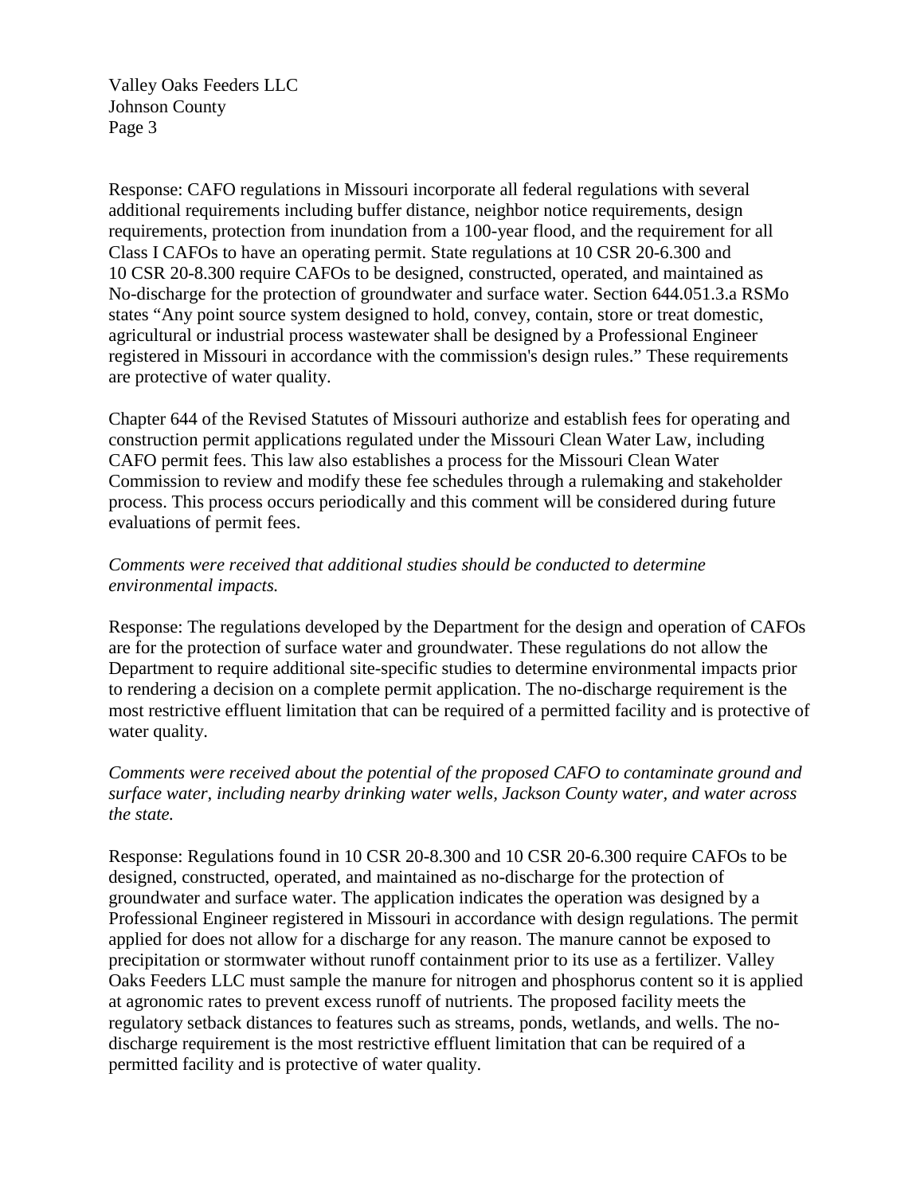Response: CAFO regulations in Missouri incorporate all federal regulations with several additional requirements including buffer distance, neighbor notice requirements, design requirements, protection from inundation from a 100-year flood, and the requirement for all Class I CAFOs to have an operating permit. State regulations at 10 CSR 20-6.300 and 10 CSR 20-8.300 require CAFOs to be designed, constructed, operated, and maintained as No-discharge for the protection of groundwater and surface water. Section 644.051.3.a RSMo states "Any point source system designed to hold, convey, contain, store or treat domestic, agricultural or industrial process wastewater shall be designed by a Professional Engineer registered in Missouri in accordance with the commission's design rules." These requirements are protective of water quality.

Chapter 644 of the Revised Statutes of Missouri authorize and establish fees for operating and construction permit applications regulated under the Missouri Clean Water Law, including CAFO permit fees. This law also establishes a process for the Missouri Clean Water Commission to review and modify these fee schedules through a rulemaking and stakeholder process. This process occurs periodically and this comment will be considered during future evaluations of permit fees.

*Comments were received that additional studies should be conducted to determine environmental impacts.*

Response: The regulations developed by the Department for the design and operation of CAFOs are for the protection of surface water and groundwater. These regulations do not allow the Department to require additional site-specific studies to determine environmental impacts prior to rendering a decision on a complete permit application. The no-discharge requirement is the most restrictive effluent limitation that can be required of a permitted facility and is protective of water quality.

*Comments were received about the potential of the proposed CAFO to contaminate ground and surface water, including nearby drinking water wells, Jackson County water, and water across the state.*

Response: Regulations found in 10 CSR 20-8.300 and 10 CSR 20-6.300 require CAFOs to be designed, constructed, operated, and maintained as no-discharge for the protection of groundwater and surface water. The application indicates the operation was designed by a Professional Engineer registered in Missouri in accordance with design regulations. The permit applied for does not allow for a discharge for any reason. The manure cannot be exposed to precipitation or stormwater without runoff containment prior to its use as a fertilizer. Valley Oaks Feeders LLC must sample the manure for nitrogen and phosphorus content so it is applied at agronomic rates to prevent excess runoff of nutrients. The proposed facility meets the regulatory setback distances to features such as streams, ponds, wetlands, and wells. The no-discharge requirement is the most restrictive effluent limitation that can be required of a permitted facility and is protective of water quality.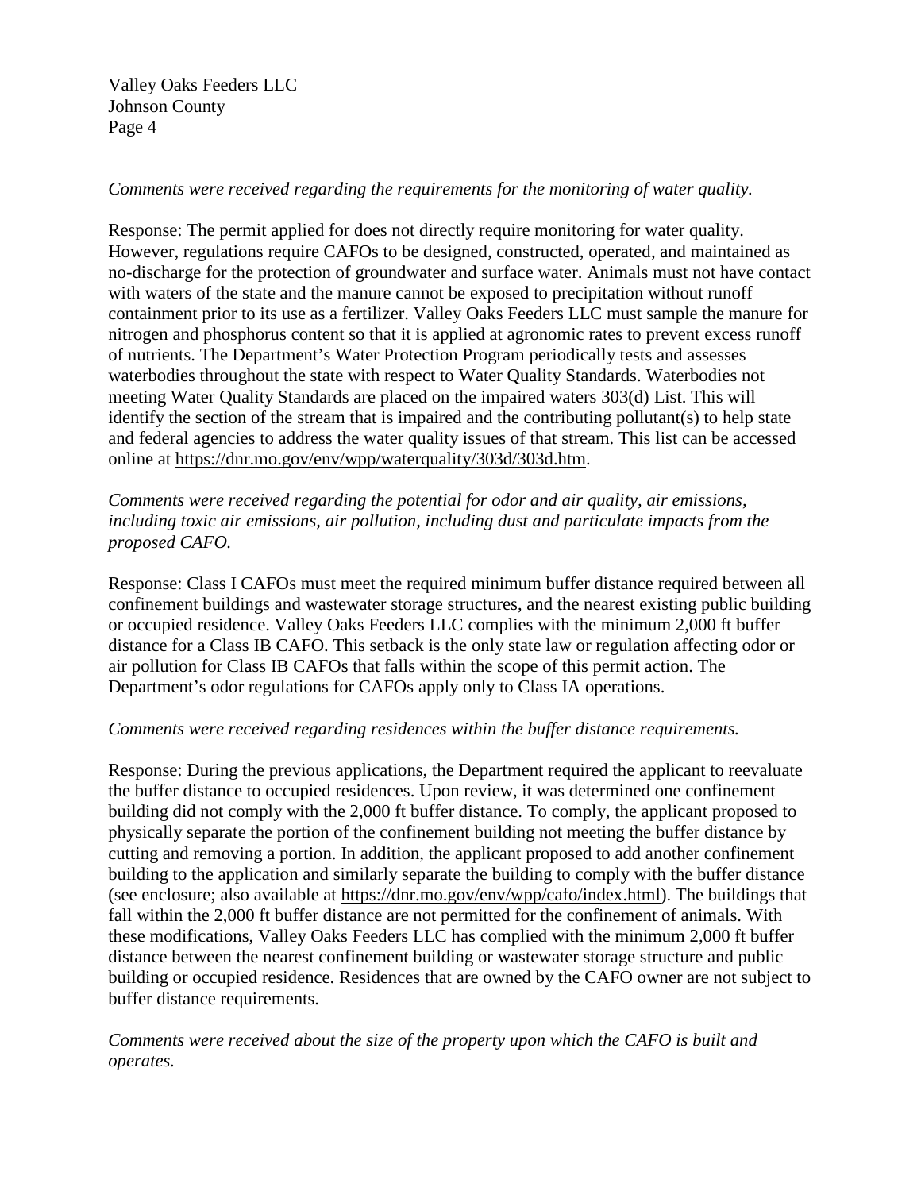*Comments were received regarding the requirements for the monitoring of water quality.*

Response: The permit applied for does not directly require monitoring for water quality. However, regulations require CAFOs to be designed, constructed, operated, and maintained as no-discharge for the protection of groundwater and surface water. Animals must not have contact with waters of the state and the manure cannot be exposed to precipitation without runoff containment prior to its use as a fertilizer. Valley Oaks Feeders LLC must sample the manure for nitrogen and phosphorus content so that it is applied at agronomic rates to prevent excess runoff of nutrients. The Department's Water Protection Program periodically tests and assesses waterbodies throughout the state with respect to Water Quality Standards. Waterbodies not meeting Water Quality Standards are placed on the impaired waters 303(d) List. This will identify the section of the stream that is impaired and the contributing pollutant(s) to help state and federal agencies to address the water quality issues of that stream. This list can be accessed online at https://dnr.mo.gov/env/wpp/waterquality/303d/303d.htm.

*Comments were received regarding the potential for odor and air quality, air emissions, including toxic air emissions, air pollution, including dust and particulate impacts from the proposed CAFO.*

Response: Class I CAFOs must meet the required minimum buffer distance required between all confinement buildings and wastewater storage structures, and the nearest existing public building or occupied residence. Valley Oaks Feeders LLC complies with the minimum 2,000 ft buffer distance for a Class IB CAFO. This setback is the only state law or regulation affecting odor or air pollution for Class IB CAFOs that falls within the scope of this permit action. The Department's odor regulations for CAFOs apply only to Class IA operations.

*Comments were received regarding residences within the buffer distance requirements.*

Response: During the previous applications, the Department required the applicant to reevaluate the buffer distance to occupied residences. Upon review, it was determined one confinement building did not comply with the 2,000 ft buffer distance. To comply, the applicant proposed to physically separate the portion of the confinement building not meeting the buffer distance by cutting and removing a portion. In addition, the applicant proposed to add another confinement building to the application and similarly separate the building to comply with the buffer distance (see enclosure; also available at https://dnr.mo.gov/env/wpp/cafo/index.html). The buildings that fall within the 2,000 ft buffer distance are not permitted for the confinement of animals. With these modifications, Valley Oaks Feeders LLC has complied with the minimum 2,000 ft buffer distance between the nearest confinement building or wastewater storage structure and public building or occupied residence. Residences that are owned by the CAFO owner are not subject to buffer distance requirements.

*Comments were received about the size of the property upon which the CAFO is built and operates.*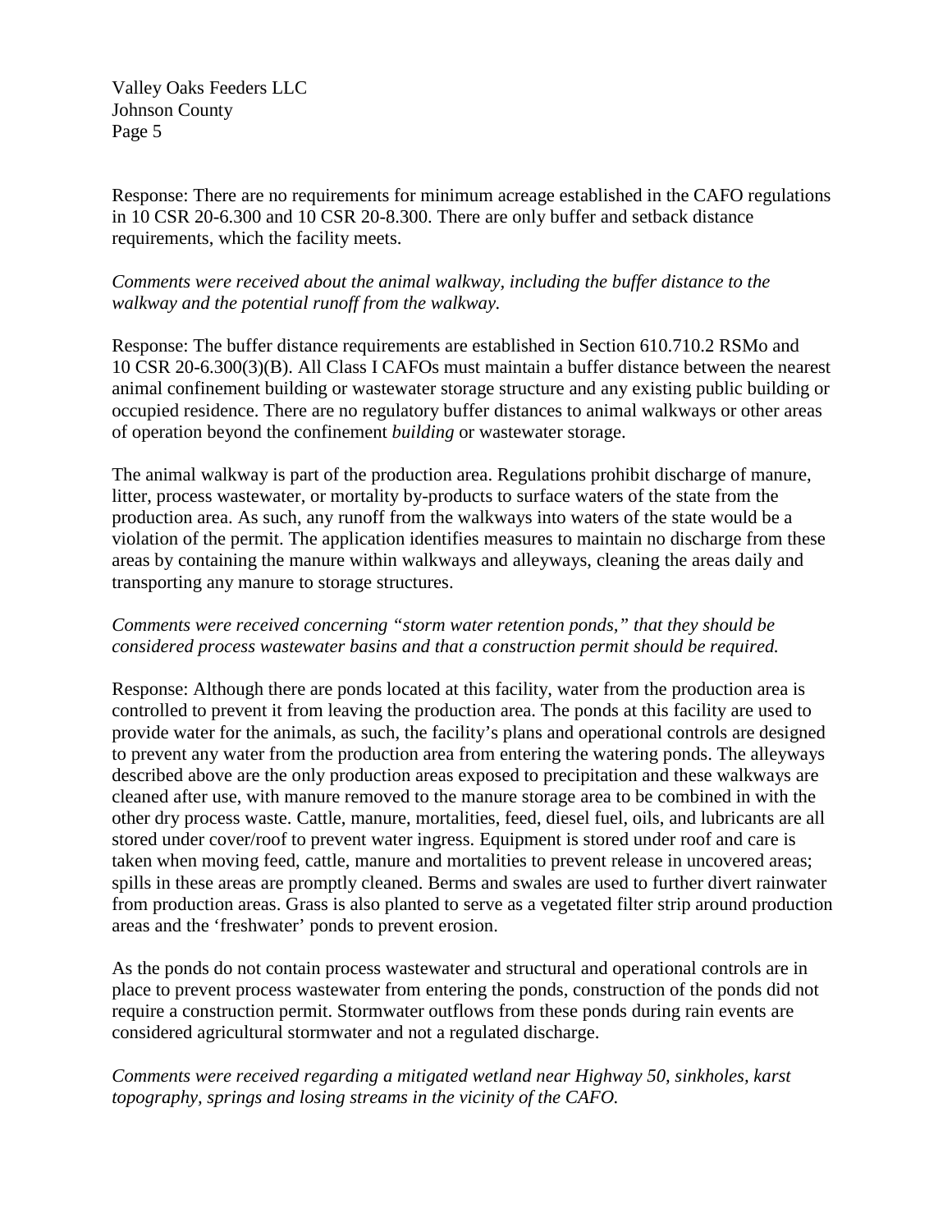Response: There are no requirements for minimum acreage established in the CAFO regulations in 10 CSR 20-6.300 and 10 CSR 20-8.300. There are only buffer and setback distance requirements, which the facility meets.

*Comments were received about the animal walkway, including the buffer distance to the walkway and the potential runoff from the walkway.*

Response: The buffer distance requirements are established in Section 610.710.2 RSMo and 10 CSR 20-6.300(3)(B). All Class I CAFOs must maintain a buffer distance between the nearest animal confinement building or wastewater storage structure and any existing public building or occupied residence. There are no regulatory buffer distances to animal walkways or other areas of operation beyond the confinement *building* or wastewater storage.

The animal walkway is part of the production area. Regulations prohibit discharge of manure, litter, process wastewater, or mortality by-products to surface waters of the state from the production area. As such, any runoff from the walkways into waters of the state would be a violation of the permit. The application identifies measures to maintain no discharge from these areas by containing the manure within walkways and alleyways, cleaning the areas daily and transporting any manure to storage structures.

*Comments were received concerning "storm water retention ponds," that they should be considered process wastewater basins and that a construction permit should be required.*

Response: Although there are ponds located at this facility, water from the production area is controlled to prevent it from leaving the production area. The ponds at this facility are used to provide water for the animals, as such, the facility's plans and operational controls are designed to prevent any water from the production area from entering the watering ponds. The alleyways described above are the only production areas exposed to precipitation and these walkways are cleaned after use, with manure removed to the manure storage area to be combined in with the other dry process waste. Cattle, manure, mortalities, feed, diesel fuel, oils, and lubricants are all stored under cover/roof to prevent water ingress. Equipment is stored under roof and care is taken when moving feed, cattle, manure and mortalities to prevent release in uncovered areas; spills in these areas are promptly cleaned. Berms and swales are used to further divert rainwater from production areas. Grass is also planted to serve as a vegetated filter strip around production areas and the 'freshwater' ponds to prevent erosion.

As the ponds do not contain process wastewater and structural and operational controls are in place to prevent process wastewater from entering the ponds, construction of the ponds did not require a construction permit. Stormwater outflows from these ponds during rain events are considered agricultural stormwater and not a regulated discharge.

*Comments were received regarding a mitigated wetland near Highway 50, sinkholes, karst topography, springs and losing streams in the vicinity of the CAFO.*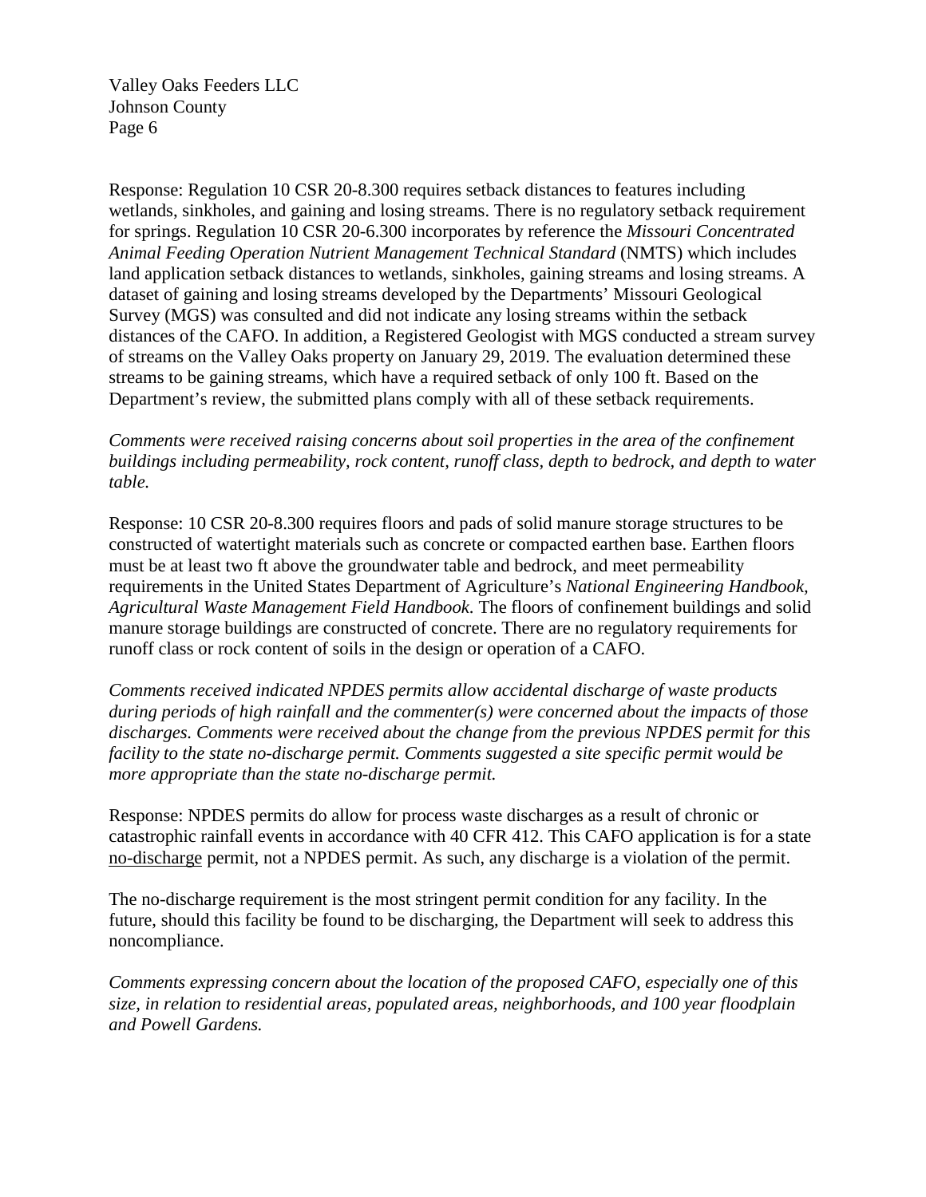Response: Regulation 10 CSR 20-8.300 requires setback distances to features including wetlands, sinkholes, and gaining and losing streams. There is no regulatory setback requirement for springs. Regulation 10 CSR 20-6.300 incorporates by reference the *Missouri Concentrated Animal Feeding Operation Nutrient Management Technical Standard* (NMTS) which includes land application setback distances to wetlands, sinkholes, gaining streams and losing streams. A dataset of gaining and losing streams developed by the Departments' Missouri Geological Survey (MGS) was consulted and did not indicate any losing streams within the setback distances of the CAFO. In addition, a Registered Geologist with MGS conducted a stream survey of streams on the Valley Oaks property on January 29, 2019. The evaluation determined these streams to be gaining streams, which have a required setback of only 100 ft. Based on the Department's review, the submitted plans comply with all of these setback requirements.

*Comments were received raising concerns about soil properties in the area of the confinement buildings including permeability, rock content, runoff class, depth to bedrock, and depth to water table.*

Response: 10 CSR 20-8.300 requires floors and pads of solid manure storage structures to be constructed of watertight materials such as concrete or compacted earthen base. Earthen floors must be at least two ft above the groundwater table and bedrock, and meet permeability requirements in the United States Department of Agriculture's *National Engineering Handbook, Agricultural Waste Management Field Handbook*. The floors of confinement buildings and solid manure storage buildings are constructed of concrete. There are no regulatory requirements for runoff class or rock content of soils in the design or operation of a CAFO.

*Comments received indicated NPDES permits allow accidental discharge of waste products during periods of high rainfall and the commenter(s) were concerned about the impacts of those discharges. Comments were received about the change from the previous NPDES permit for this facility to the state no-discharge permit. Comments suggested a site specific permit would be more appropriate than the state no-discharge permit.*

Response: NPDES permits do allow for process waste discharges as a result of chronic or catastrophic rainfall events in accordance with 40 CFR 412. This CAFO application is for a state no-discharge permit, not a NPDES permit. As such, any discharge is a violation of the permit.

The no-discharge requirement is the most stringent permit condition for any facility. In the future, should this facility be found to be discharging, the Department will seek to address this noncompliance.

*Comments expressing concern about the location of the proposed CAFO, especially one of this size, in relation to residential areas, populated areas, neighborhoods, and 100 year floodplain and Powell Gardens.*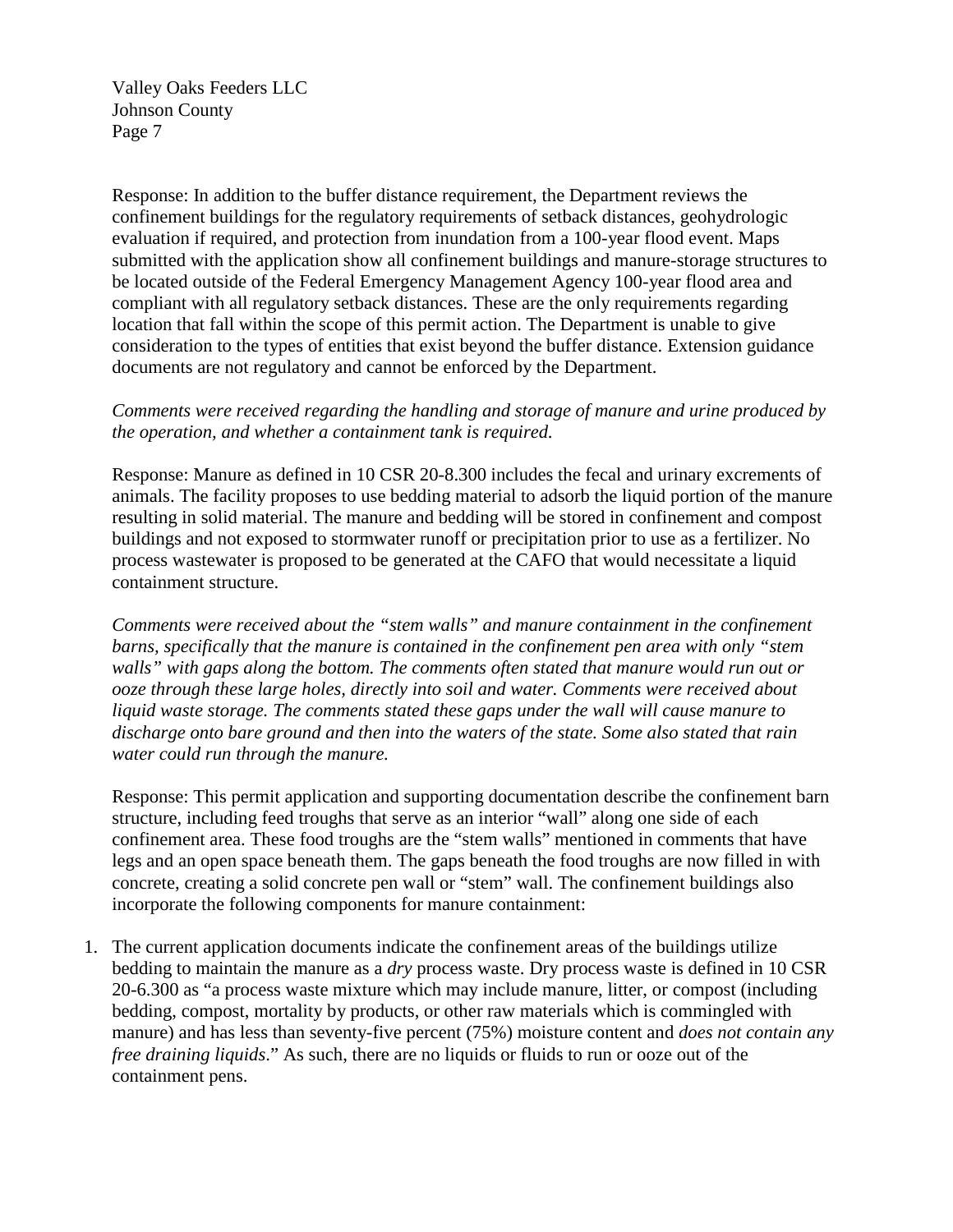Response: In addition to the buffer distance requirement, the Department reviews the confinement buildings for the regulatory requirements of setback distances, geohydrologic evaluation if required, and protection from inundation from a 100-year flood event. Maps submitted with the application show all confinement buildings and manure-storage structures to be located outside of the Federal Emergency Management Agency 100-year flood area and compliant with all regulatory setback distances. These are the only requirements regarding location that fall within the scope of this permit action. The Department is unable to give consideration to the types of entities that exist beyond the buffer distance. Extension guidance documents are not regulatory and cannot be enforced by the Department.

*Comments were received regarding the handling and storage of manure and urine produced by the operation, and whether a containment tank is required.*

Response: Manure as defined in 10 CSR 20-8.300 includes the fecal and urinary excrements of animals. The facility proposes to use bedding material to adsorb the liquid portion of the manure resulting in solid material. The manure and bedding will be stored in confinement and compost buildings and not exposed to stormwater runoff or precipitation prior to use as a fertilizer. No process wastewater is proposed to be generated at the CAFO that would necessitate a liquid containment structure.

*Comments were received about the "stem walls" and manure containment in the confinement barns, specifically that the manure is contained in the confinement pen area with only "stem walls" with gaps along the bottom. The comments often stated that manure would run out or ooze through these large holes, directly into soil and water. Comments were received about liquid waste storage. The comments stated these gaps under the wall will cause manure to discharge onto bare ground and then into the waters of the state. Some also stated that rain water could run through the manure.*

Response: This permit application and supporting documentation describe the confinement barn structure, including feed troughs that serve as an interior "wall" along one side of each confinement area. These food troughs are the "stem walls" mentioned in comments that have legs and an open space beneath them. The gaps beneath the food troughs are now filled in with concrete, creating a solid concrete pen wall or "stem" wall. The confinement buildings also incorporate the following components for manure containment:

1. The current application documents indicate the confinement areas of the buildings utilize bedding to maintain the manure as a *dry* process waste. Dry process waste is defined in 10 CSR 20-6.300 as "a process waste mixture which may include manure, litter, or compost (including bedding, compost, mortality by products, or other raw materials which is commingled with manure) and has less than seventy-five percent (75%) moisture content and *does not contain any free draining liquids*." As such, there are no liquids or fluids to run or ooze out of the containment pens.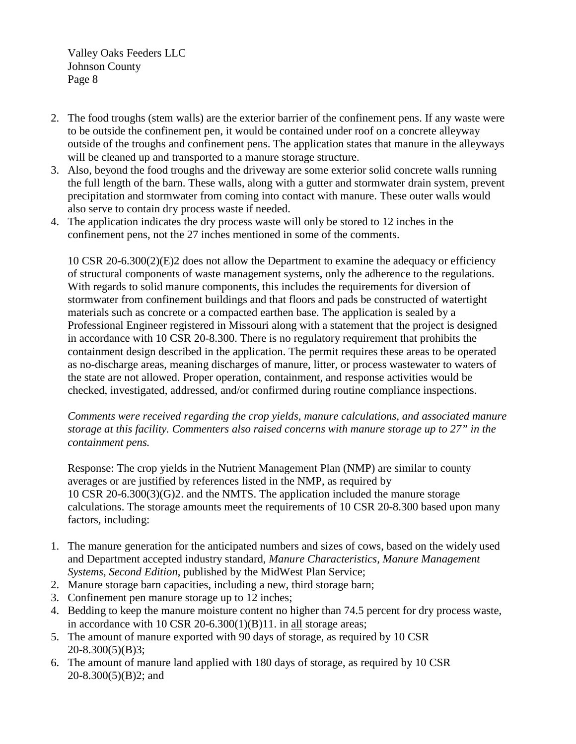2. The food troughs (stem walls) are the exterior barrier of the confinement pens. If any waste were to be outside the confinement pen, it would be contained under roof on a concrete alleyway outside of the troughs and confinement pens. The application states that manure in the alleyways will be cleaned up and transported to a manure storage structure.
3. Also, beyond the food troughs and the driveway are some exterior solid concrete walls running the full length of the barn. These walls, along with a gutter and stormwater drain system, prevent precipitation and stormwater from coming into contact with manure. These outer walls would also serve to contain dry process waste if needed.
4. The application indicates the dry process waste will only be stored to 12 inches in the confinement pens, not the 27 inches mentioned in some of the comments.

   10 CSR 20-6.300(2)(E)2 does not allow the Department to examine the adequacy or efficiency of structural components of waste management systems, only the adherence to the regulations. With regards to solid manure components, this includes the requirements for diversion of stormwater from confinement buildings and that floors and pads be constructed of watertight materials such as concrete or a compacted earthen base. The application is sealed by a Professional Engineer registered in Missouri along with a statement that the project is designed in accordance with 10 CSR 20-8.300. There is no regulatory requirement that prohibits the containment design described in the application. The permit requires these areas to be operated as no-discharge areas, meaning discharges of manure, litter, or process wastewater to waters of the state are not allowed. Proper operation, containment, and response activities would be checked, investigated, addressed, and/or confirmed during routine compliance inspections.

   *Comments were received regarding the crop yields, manure calculations, and associated manure storage at this facility. Commenters also raised concerns with manure storage up to 27" in the containment pens.*

   Response: The crop yields in the Nutrient Management Plan (NMP) are similar to county averages or are justified by references listed in the NMP, as required by 10 CSR 20-6.300(3)(G)2. and the NMTS. The application included the manure storage calculations. The storage amounts meet the requirements of 10 CSR 20-8.300 based upon many factors, including:

1. The manure generation for the anticipated numbers and sizes of cows, based on the widely used and Department accepted industry standard, *Manure Characteristics, Manure Management Systems, Second Edition*, published by the MidWest Plan Service;
2. Manure storage barn capacities, including a new, third storage barn;
3. Confinement pen manure storage up to 12 inches;
4. Bedding to keep the manure moisture content no higher than 74.5 percent for dry process waste, in accordance with 10 CSR 20-6.300(1)(B)11. in <u>all</u> storage areas;
5. The amount of manure exported with 90 days of storage, as required by 10 CSR 20-8.300(5)(B)3;
6. The amount of manure land applied with 180 days of storage, as required by 10 CSR 20-8.300(5)(B)2; and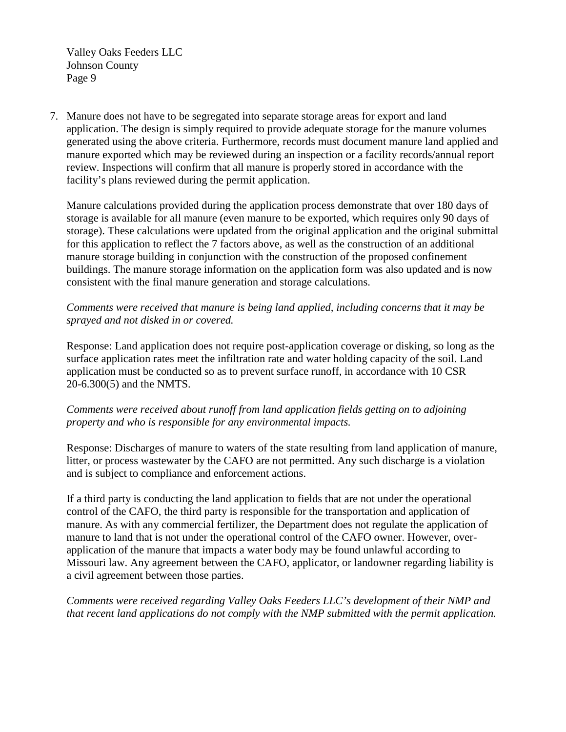7. Manure does not have to be segregated into separate storage areas for export and land application. The design is simply required to provide adequate storage for the manure volumes generated using the above criteria. Furthermore, records must document manure land applied and manure exported which may be reviewed during an inspection or a facility records/annual report review. Inspections will confirm that all manure is properly stored in accordance with the facility's plans reviewed during the permit application.

   Manure calculations provided during the application process demonstrate that over 180 days of storage is available for all manure (even manure to be exported, which requires only 90 days of storage). These calculations were updated from the original application and the original submittal for this application to reflect the 7 factors above, as well as the construction of an additional manure storage building in conjunction with the construction of the proposed confinement buildings. The manure storage information on the application form was also updated and is now consistent with the final manure generation and storage calculations.

   *Comments were received that manure is being land applied, including concerns that it may be sprayed and not disked in or covered.*

   Response: Land application does not require post-application coverage or disking, so long as the surface application rates meet the infiltration rate and water holding capacity of the soil. Land application must be conducted so as to prevent surface runoff, in accordance with 10 CSR 20-6.300(5) and the NMTS.

   *Comments were received about runoff from land application fields getting on to adjoining property and who is responsible for any environmental impacts.*

   Response: Discharges of manure to waters of the state resulting from land application of manure, litter, or process wastewater by the CAFO are not permitted. Any such discharge is a violation and is subject to compliance and enforcement actions.

   If a third party is conducting the land application to fields that are not under the operational control of the CAFO, the third party is responsible for the transportation and application of manure. As with any commercial fertilizer, the Department does not regulate the application of manure to land that is not under the operational control of the CAFO owner. However, over-application of the manure that impacts a water body may be found unlawful according to Missouri law. Any agreement between the CAFO, applicator, or landowner regarding liability is a civil agreement between those parties.

   *Comments were received regarding Valley Oaks Feeders LLC's development of their NMP and that recent land applications do not comply with the NMP submitted with the permit application.*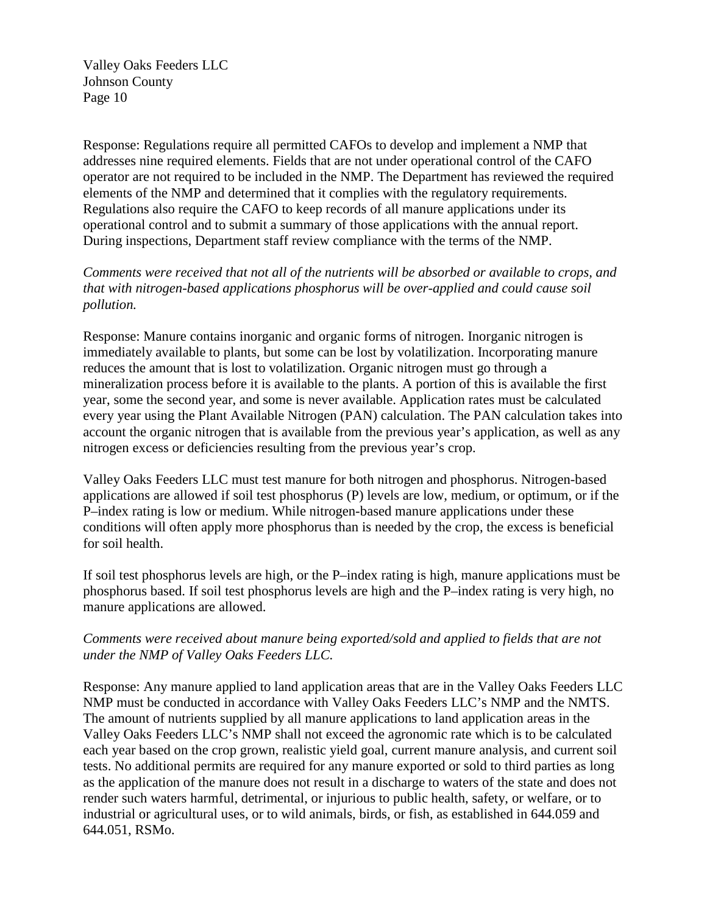Response: Regulations require all permitted CAFOs to develop and implement a NMP that addresses nine required elements. Fields that are not under operational control of the CAFO operator are not required to be included in the NMP. The Department has reviewed the required elements of the NMP and determined that it complies with the regulatory requirements. Regulations also require the CAFO to keep records of all manure applications under its operational control and to submit a summary of those applications with the annual report. During inspections, Department staff review compliance with the terms of the NMP.

*Comments were received that not all of the nutrients will be absorbed or available to crops, and that with nitrogen-based applications phosphorus will be over-applied and could cause soil pollution.*

Response: Manure contains inorganic and organic forms of nitrogen. Inorganic nitrogen is immediately available to plants, but some can be lost by volatilization. Incorporating manure reduces the amount that is lost to volatilization. Organic nitrogen must go through a mineralization process before it is available to the plants. A portion of this is available the first year, some the second year, and some is never available. Application rates must be calculated every year using the Plant Available Nitrogen (PAN) calculation. The PAN calculation takes into account the organic nitrogen that is available from the previous year's application, as well as any nitrogen excess or deficiencies resulting from the previous year's crop.

Valley Oaks Feeders LLC must test manure for both nitrogen and phosphorus. Nitrogen-based applications are allowed if soil test phosphorus (P) levels are low, medium, or optimum, or if the P–index rating is low or medium. While nitrogen-based manure applications under these conditions will often apply more phosphorus than is needed by the crop, the excess is beneficial for soil health.

If soil test phosphorus levels are high, or the P–index rating is high, manure applications must be phosphorus based. If soil test phosphorus levels are high and the P–index rating is very high, no manure applications are allowed.

*Comments were received about manure being exported/sold and applied to fields that are not under the NMP of Valley Oaks Feeders LLC.*

Response: Any manure applied to land application areas that are in the Valley Oaks Feeders LLC NMP must be conducted in accordance with Valley Oaks Feeders LLC's NMP and the NMTS. The amount of nutrients supplied by all manure applications to land application areas in the Valley Oaks Feeders LLC's NMP shall not exceed the agronomic rate which is to be calculated each year based on the crop grown, realistic yield goal, current manure analysis, and current soil tests. No additional permits are required for any manure exported or sold to third parties as long as the application of the manure does not result in a discharge to waters of the state and does not render such waters harmful, detrimental, or injurious to public health, safety, or welfare, or to industrial or agricultural uses, or to wild animals, birds, or fish, as established in 644.059 and 644.051, RSMo.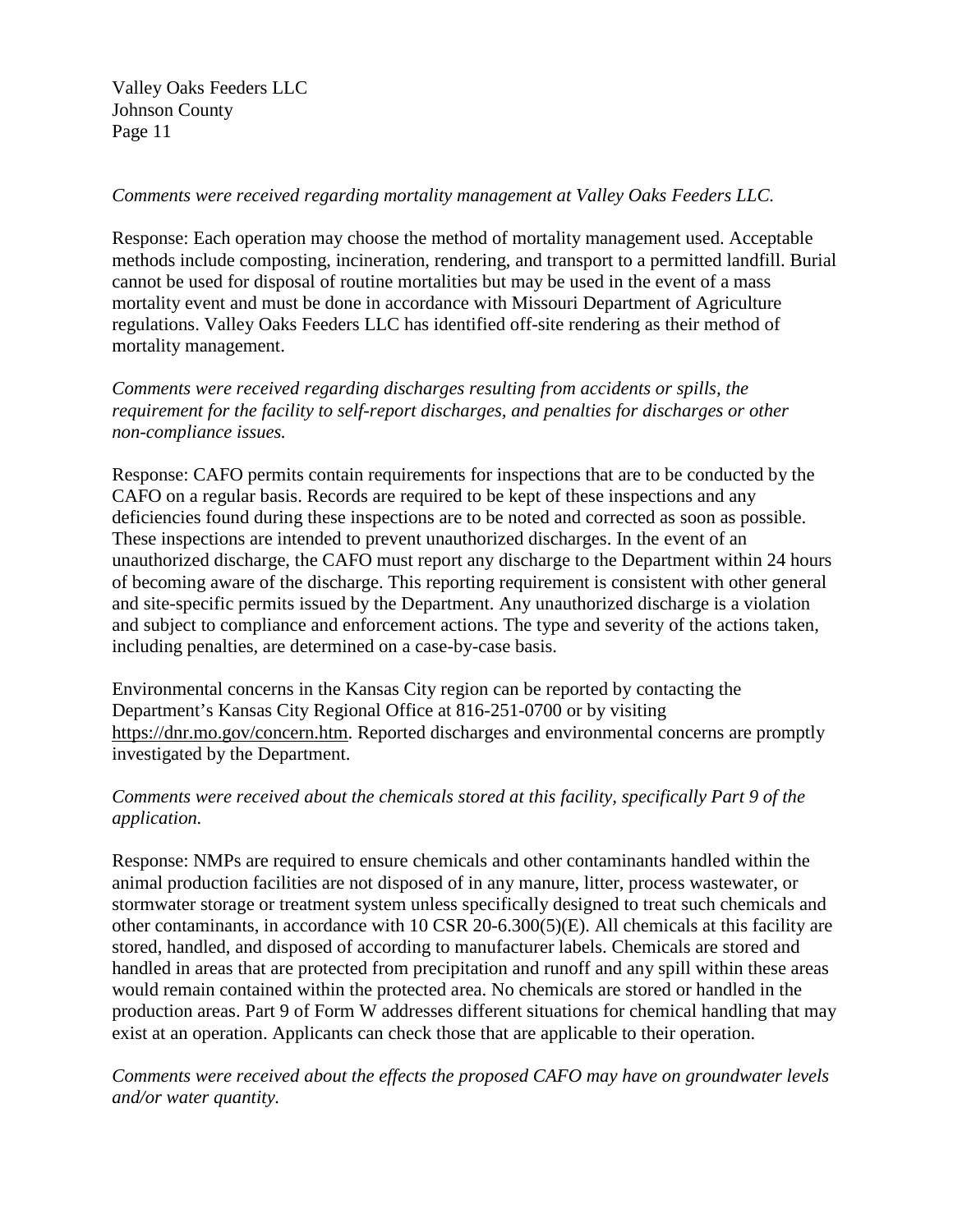*Comments were received regarding mortality management at Valley Oaks Feeders LLC.*

Response: Each operation may choose the method of mortality management used. Acceptable methods include composting, incineration, rendering, and transport to a permitted landfill. Burial cannot be used for disposal of routine mortalities but may be used in the event of a mass mortality event and must be done in accordance with Missouri Department of Agriculture regulations. Valley Oaks Feeders LLC has identified off-site rendering as their method of mortality management.

*Comments were received regarding discharges resulting from accidents or spills, the requirement for the facility to self-report discharges, and penalties for discharges or other non-compliance issues.*

Response: CAFO permits contain requirements for inspections that are to be conducted by the CAFO on a regular basis. Records are required to be kept of these inspections and any deficiencies found during these inspections are to be noted and corrected as soon as possible. These inspections are intended to prevent unauthorized discharges. In the event of an unauthorized discharge, the CAFO must report any discharge to the Department within 24 hours of becoming aware of the discharge. This reporting requirement is consistent with other general and site-specific permits issued by the Department. Any unauthorized discharge is a violation and subject to compliance and enforcement actions. The type and severity of the actions taken, including penalties, are determined on a case-by-case basis.

Environmental concerns in the Kansas City region can be reported by contacting the Department's Kansas City Regional Office at 816-251-0700 or by visiting https://dnr.mo.gov/concern.htm. Reported discharges and environmental concerns are promptly investigated by the Department.

*Comments were received about the chemicals stored at this facility, specifically Part 9 of the application.*

Response: NMPs are required to ensure chemicals and other contaminants handled within the animal production facilities are not disposed of in any manure, litter, process wastewater, or stormwater storage or treatment system unless specifically designed to treat such chemicals and other contaminants, in accordance with 10 CSR 20-6.300(5)(E). All chemicals at this facility are stored, handled, and disposed of according to manufacturer labels. Chemicals are stored and handled in areas that are protected from precipitation and runoff and any spill within these areas would remain contained within the protected area. No chemicals are stored or handled in the production areas. Part 9 of Form W addresses different situations for chemical handling that may exist at an operation. Applicants can check those that are applicable to their operation.

*Comments were received about the effects the proposed CAFO may have on groundwater levels and/or water quantity.*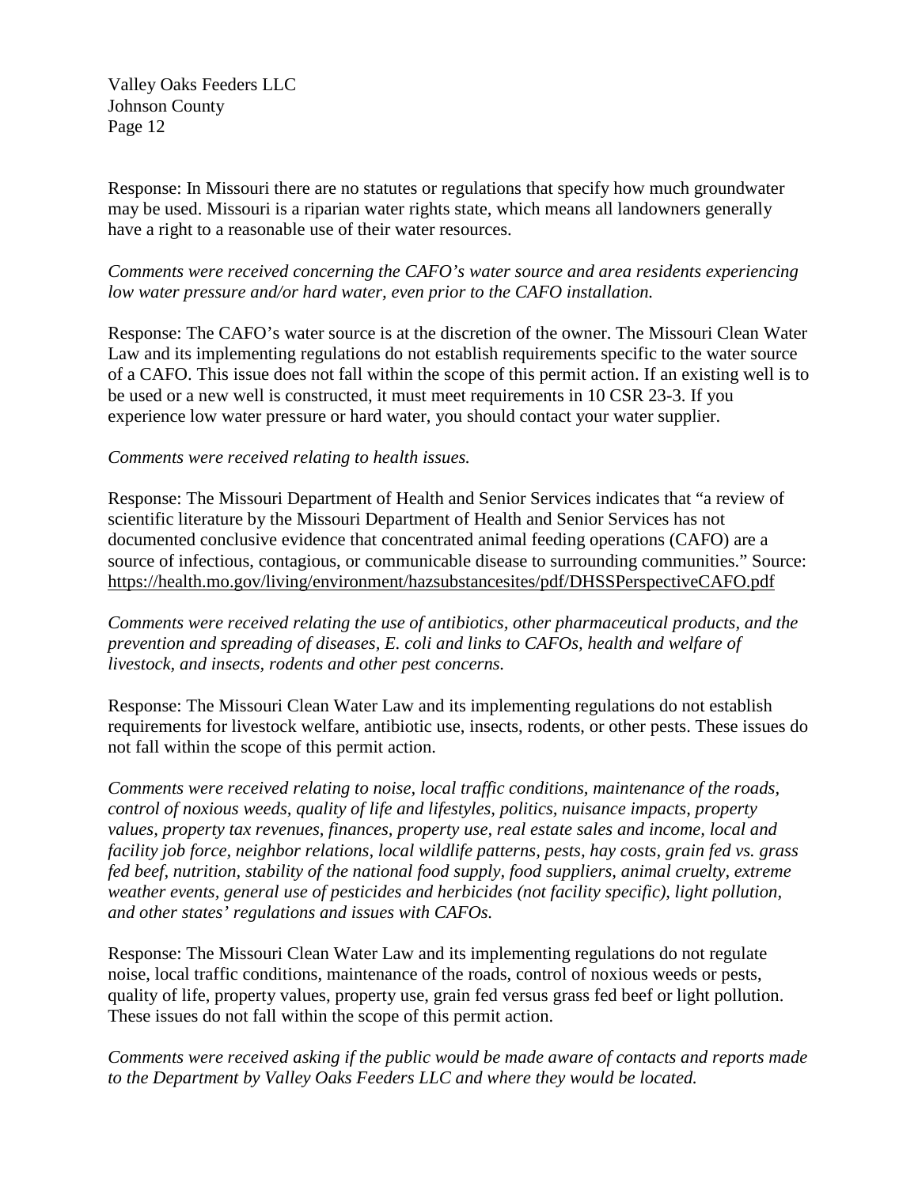Response: In Missouri there are no statutes or regulations that specify how much groundwater may be used. Missouri is a riparian water rights state, which means all landowners generally have a right to a reasonable use of their water resources.

*Comments were received concerning the CAFO's water source and area residents experiencing low water pressure and/or hard water, even prior to the CAFO installation.*

Response: The CAFO's water source is at the discretion of the owner. The Missouri Clean Water Law and its implementing regulations do not establish requirements specific to the water source of a CAFO. This issue does not fall within the scope of this permit action. If an existing well is to be used or a new well is constructed, it must meet requirements in 10 CSR 23-3. If you experience low water pressure or hard water, you should contact your water supplier.

*Comments were received relating to health issues.*

Response: The Missouri Department of Health and Senior Services indicates that "a review of scientific literature by the Missouri Department of Health and Senior Services has not documented conclusive evidence that concentrated animal feeding operations (CAFO) are a source of infectious, contagious, or communicable disease to surrounding communities." Source: https://health.mo.gov/living/environment/hazsubstancesites/pdf/DHSSPerspectiveCAFO.pdf

*Comments were received relating the use of antibiotics, other pharmaceutical products, and the prevention and spreading of diseases, E. coli and links to CAFOs, health and welfare of livestock, and insects, rodents and other pest concerns.*

Response: The Missouri Clean Water Law and its implementing regulations do not establish requirements for livestock welfare, antibiotic use, insects, rodents, or other pests. These issues do not fall within the scope of this permit action.

*Comments were received relating to noise, local traffic conditions, maintenance of the roads, control of noxious weeds, quality of life and lifestyles, politics, nuisance impacts, property values, property tax revenues, finances, property use, real estate sales and income, local and facility job force, neighbor relations, local wildlife patterns, pests, hay costs, grain fed vs. grass fed beef, nutrition, stability of the national food supply, food suppliers, animal cruelty, extreme weather events, general use of pesticides and herbicides (not facility specific), light pollution, and other states' regulations and issues with CAFOs.*

Response: The Missouri Clean Water Law and its implementing regulations do not regulate noise, local traffic conditions, maintenance of the roads, control of noxious weeds or pests, quality of life, property values, property use, grain fed versus grass fed beef or light pollution. These issues do not fall within the scope of this permit action.

*Comments were received asking if the public would be made aware of contacts and reports made to the Department by Valley Oaks Feeders LLC and where they would be located.*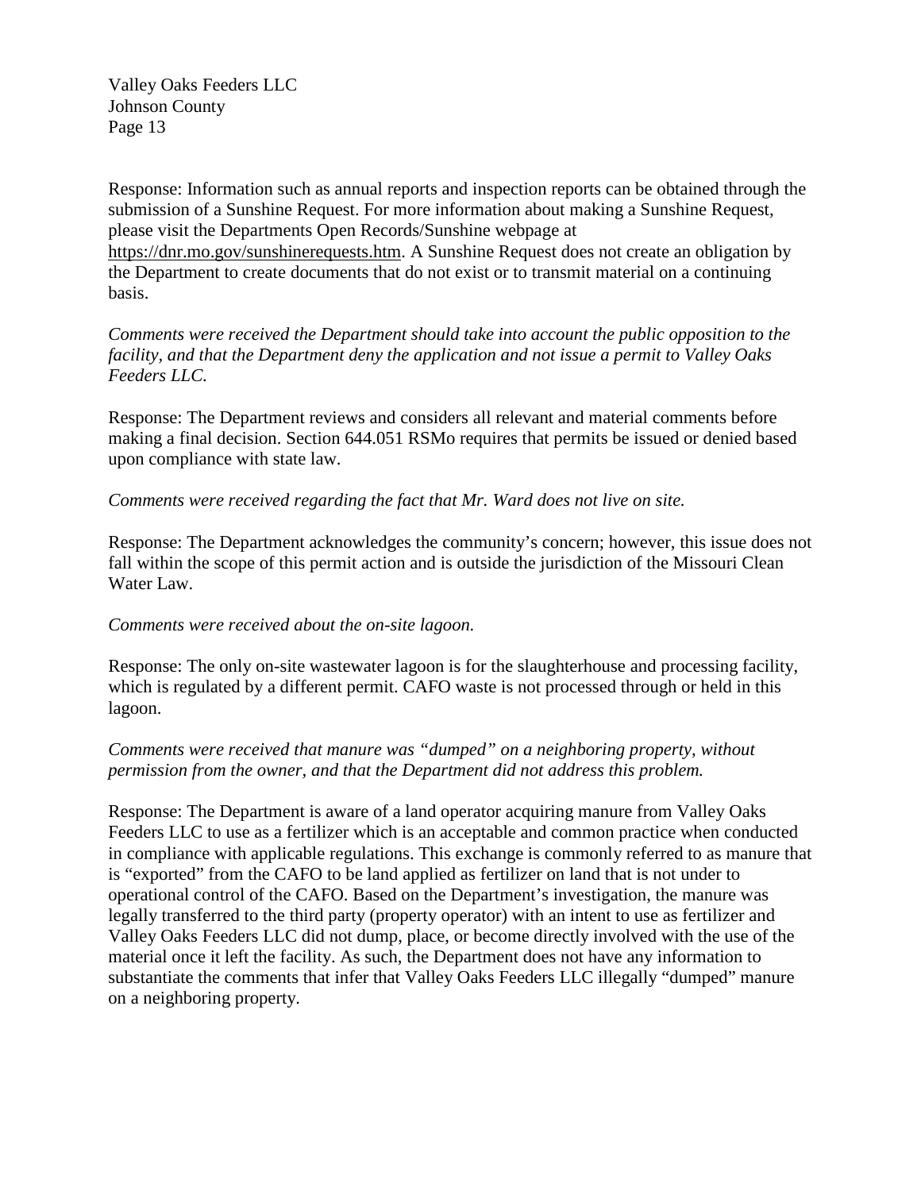Response: Information such as annual reports and inspection reports can be obtained through the submission of a Sunshine Request. For more information about making a Sunshine Request, please visit the Departments Open Records/Sunshine webpage at https://dnr.mo.gov/sunshinerequests.htm. A Sunshine Request does not create an obligation by the Department to create documents that do not exist or to transmit material on a continuing basis.

*Comments were received the Department should take into account the public opposition to the facility, and that the Department deny the application and not issue a permit to Valley Oaks Feeders LLC.*

Response: The Department reviews and considers all relevant and material comments before making a final decision. Section 644.051 RSMo requires that permits be issued or denied based upon compliance with state law.

*Comments were received regarding the fact that Mr. Ward does not live on site.*

Response: The Department acknowledges the community's concern; however, this issue does not fall within the scope of this permit action and is outside the jurisdiction of the Missouri Clean Water Law.

*Comments were received about the on-site lagoon.*

Response: The only on-site wastewater lagoon is for the slaughterhouse and processing facility, which is regulated by a different permit. CAFO waste is not processed through or held in this lagoon.

*Comments were received that manure was "dumped" on a neighboring property, without permission from the owner, and that the Department did not address this problem.*

Response: The Department is aware of a land operator acquiring manure from Valley Oaks Feeders LLC to use as a fertilizer which is an acceptable and common practice when conducted in compliance with applicable regulations. This exchange is commonly referred to as manure that is "exported" from the CAFO to be land applied as fertilizer on land that is not under to operational control of the CAFO. Based on the Department's investigation, the manure was legally transferred to the third party (property operator) with an intent to use as fertilizer and Valley Oaks Feeders LLC did not dump, place, or become directly involved with the use of the material once it left the facility. As such, the Department does not have any information to substantiate the comments that infer that Valley Oaks Feeders LLC illegally "dumped" manure on a neighboring property.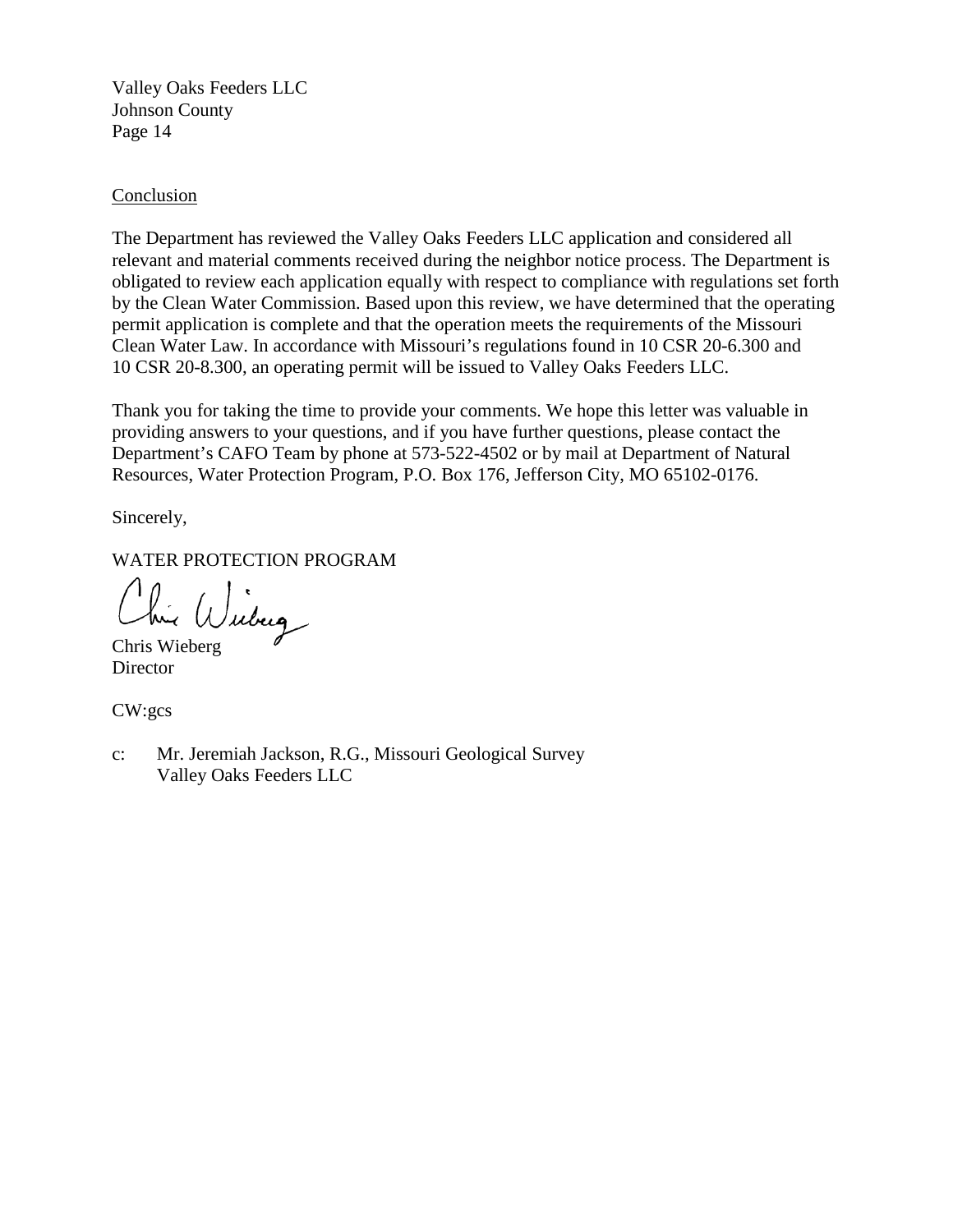Conclusion

The Department has reviewed the Valley Oaks Feeders LLC application and considered all relevant and material comments received during the neighbor notice process. The Department is obligated to review each application equally with respect to compliance with regulations set forth by the Clean Water Commission. Based upon this review, we have determined that the operating permit application is complete and that the operation meets the requirements of the Missouri Clean Water Law. In accordance with Missouri's regulations found in 10 CSR 20-6.300 and 10 CSR 20-8.300, an operating permit will be issued to Valley Oaks Feeders LLC.

Thank you for taking the time to provide your comments. We hope this letter was valuable in providing answers to your questions, and if you have further questions, please contact the Department's CAFO Team by phone at 573-522-4502 or by mail at Department of Natural Resources, Water Protection Program, P.O. Box 176, Jefferson City, MO 65102-0176.

Sincerely,

WATER PROTECTION PROGRAM

Chris Wieberg
Director

CW:gcs

c: Mr. Jeremiah Jackson, R.G., Missouri Geological Survey
Valley Oaks Feeders LLC